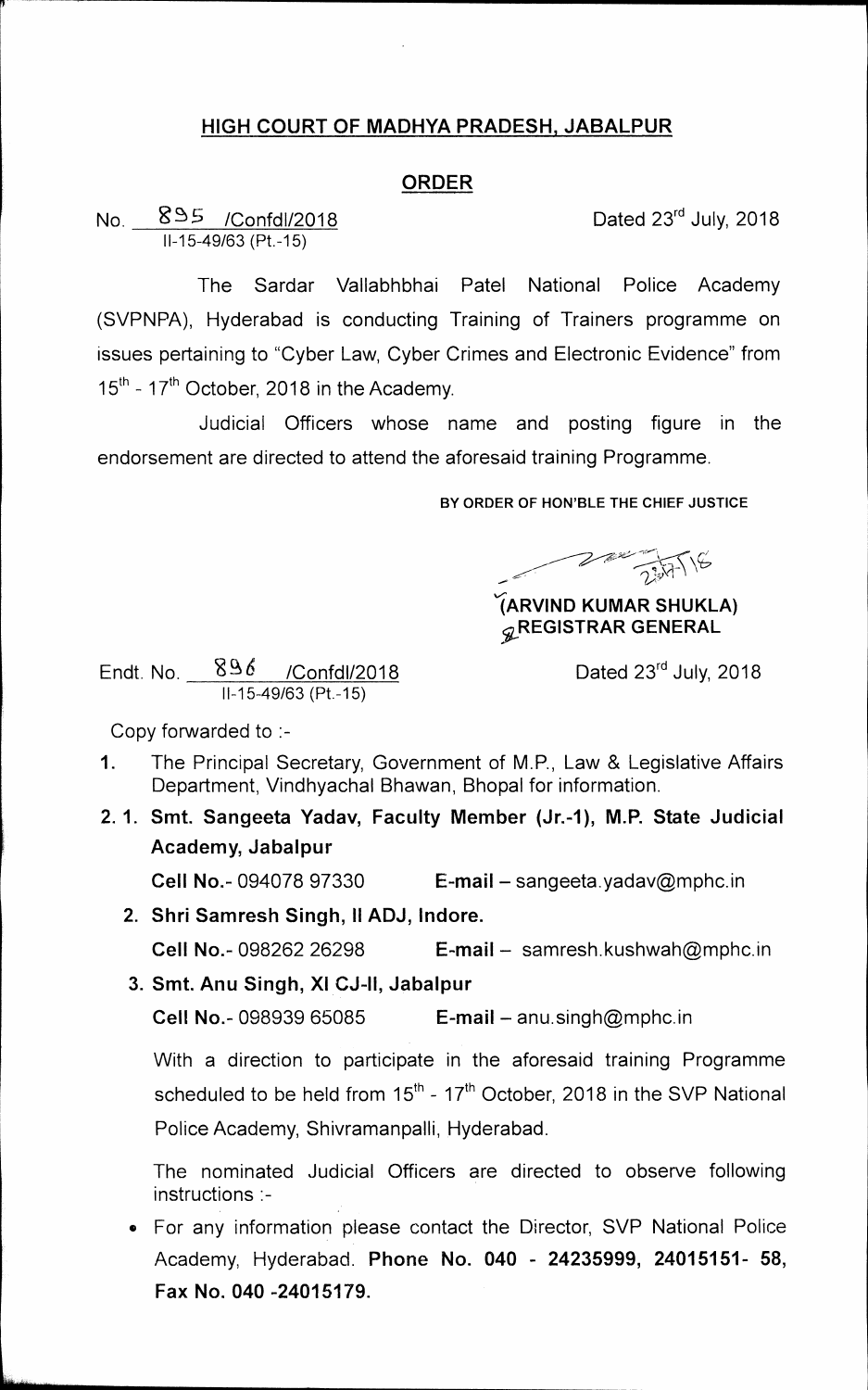## HIGH COURT OF MADHYA PRADESH, JABALPUR

## ORDER

No. 895 /Confdl/2018 &nbsp;&nbsp;&nbsp;&nbsp;&nbsp;&nbsp;&nbsp;&nbsp;&nbsp;&nbsp;&nbsp;&nbsp;&nbsp;&nbsp;&nbsp;&nbsp;&nbsp;&nbsp;&nbsp;&nbsp;Dated 23rd July, 2018
II-15-49/63 (Pt.-15)

The Sardar Vallabhbhai Patel National Police Academy (SVPNPA), Hyderabad is conducting Training of Trainers programme on issues pertaining to "Cyber Law, Cyber Crimes and Electronic Evidence" from 15th - 17th October, 2018 in the Academy.

Judicial Officers whose name and posting figure in the endorsement are directed to attend the aforesaid training Programme.

**BY ORDER OF HON'BLE THE CHIEF JUSTICE**

**(ARVIND KUMAR SHUKLA)**
**REGISTRAR GENERAL**

Endt. No. 896 /Confdl/2018 &nbsp;&nbsp;&nbsp;&nbsp;&nbsp;&nbsp;&nbsp;&nbsp;&nbsp;&nbsp;&nbsp;&nbsp;&nbsp;&nbsp;&nbsp;&nbsp;&nbsp;&nbsp;&nbsp;&nbsp;Dated 23rd July, 2018
II-15-49/63 (Pt.-15)

Copy forwarded to :-

1. The Principal Secretary, Government of M.P., Law & Legislative Affairs Department, Vindhyachal Bhawan, Bhopal for information.
2. 1. **Smt. Sangeeta Yadav, Faculty Member (Jr.-1), M.P. State Judicial Academy, Jabalpur**
   **Cell No.**- 094078 97330 &nbsp;&nbsp;&nbsp;&nbsp;&nbsp;&nbsp;&nbsp;&nbsp;**E-mail** – sangeeta.yadav@mphc.in
   2. **Shri Samresh Singh, II ADJ, Indore.**
   **Cell No.**- 098262 26298 &nbsp;&nbsp;&nbsp;&nbsp;&nbsp;&nbsp;&nbsp;&nbsp;**E-mail** – samresh.kushwah@mphc.in
   3. **Smt. Anu Singh, XI CJ-II, Jabalpur**
   **Cell No.**- 098939 65085 &nbsp;&nbsp;&nbsp;&nbsp;&nbsp;&nbsp;&nbsp;&nbsp;**E-mail** – anu.singh@mphc.in

   With a direction to participate in the aforesaid training Programme scheduled to be held from 15th - 17th October, 2018 in the SVP National Police Academy, Shivramanpalli, Hyderabad.

   The nominated Judicial Officers are directed to observe following instructions :-

   - For any information please contact the Director, SVP National Police Academy, Hyderabad. **Phone No. 040 - 24235999, 24015151- 58, Fax No. 040 -24015179.**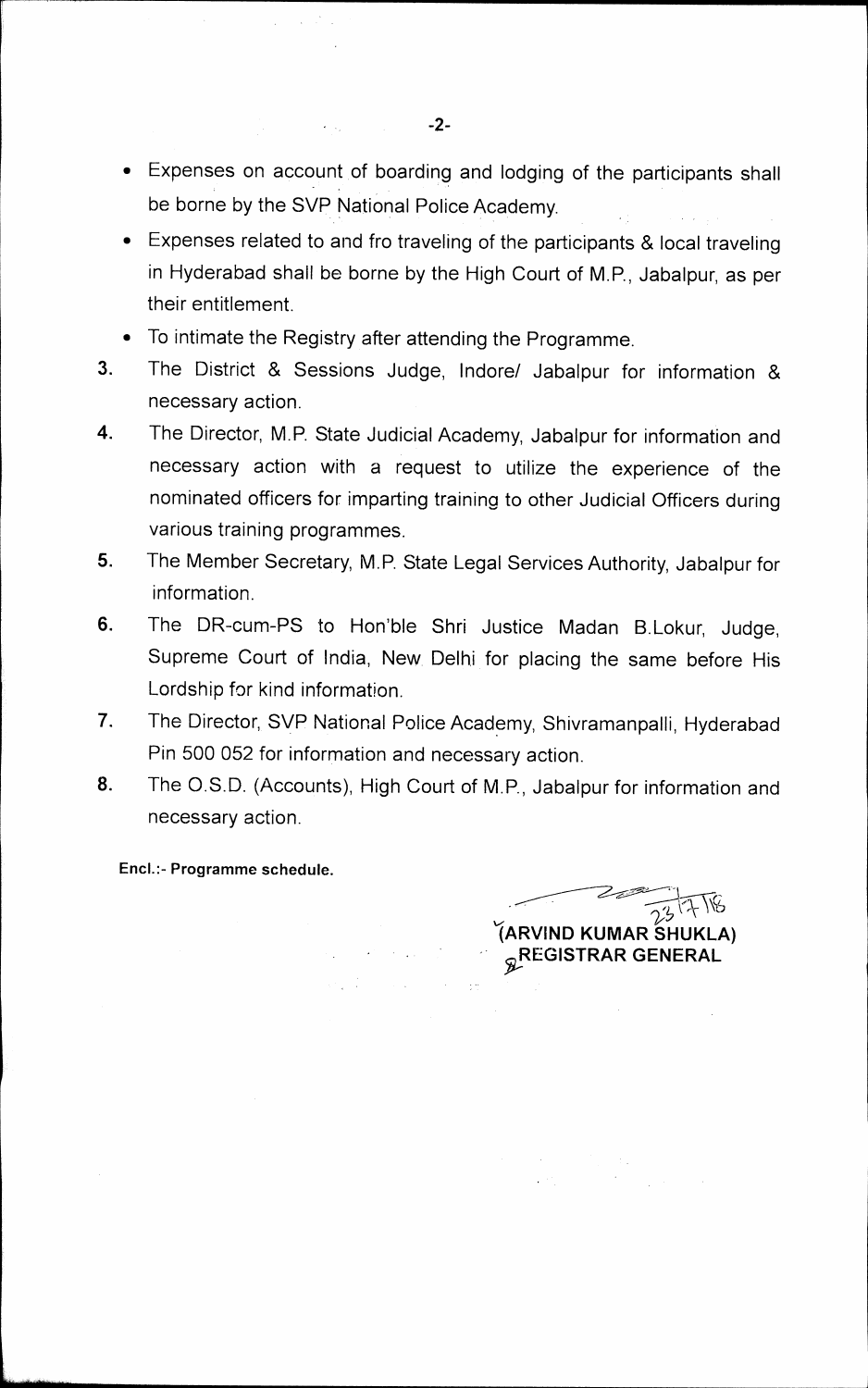- Expenses on account of boarding and lodging of the participants shall be borne by the SVP National Police Academy.
- Expenses related to and fro traveling of the participants & local traveling in Hyderabad shall be borne by the High Court of M.P., Jabalpur, as per their entitlement.
- To intimate the Registry after attending the Programme.

3. The District & Sessions Judge, Indore/ Jabalpur for information & necessary action.
4. The Director, M.P. State Judicial Academy, Jabalpur for information and necessary action with a request to utilize the experience of the nominated officers for imparting training to other Judicial Officers during various training programmes.
5. The Member Secretary, M.P. State Legal Services Authority, Jabalpur for information.
6. The DR-cum-PS to Hon'ble Shri Justice Madan B.Lokur, Judge, Supreme Court of India, New Delhi for placing the same before His Lordship for kind information.
7. The Director, SVP National Police Academy, Shivramanpalli, Hyderabad Pin 500 052 for information and necessary action.
8. The O.S.D. (Accounts), High Court of M.P., Jabalpur for information and necessary action.

**Encl.:- Programme schedule.**

23/7/18

**(ARVIND KUMAR SHUKLA)**
**REGISTRAR GENERAL**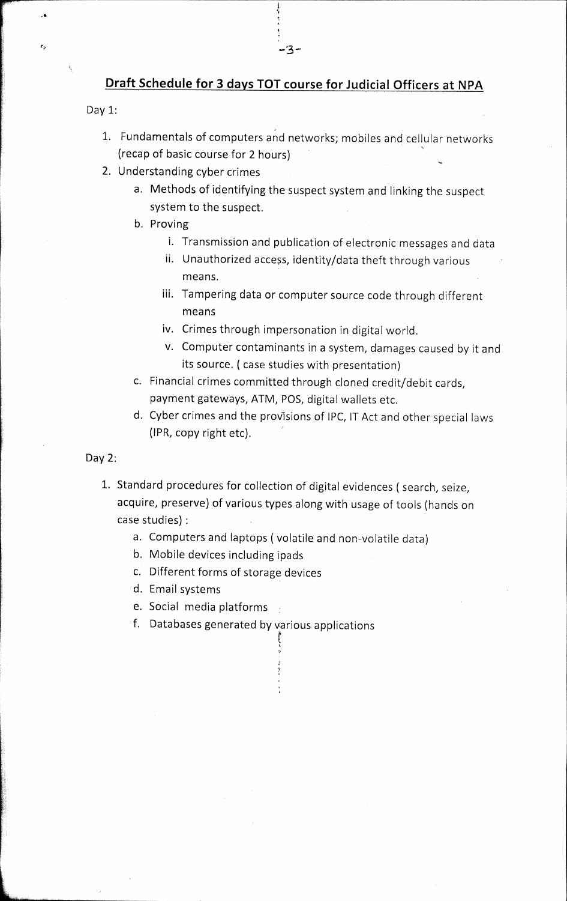## Draft Schedule for 3 days TOT course for Judicial Officers at NPA

Day 1:

1. Fundamentals of computers and networks; mobiles and cellular networks (recap of basic course for 2 hours)
2. Understanding cyber crimes
    a. Methods of identifying the suspect system and linking the suspect system to the suspect.
    b. Proving
        i. Transmission and publication of electronic messages and data
        ii. Unauthorized access, identity/data theft through various means.
        iii. Tampering data or computer source code through different means
        iv. Crimes through impersonation in digital world.
        v. Computer contaminants in a system, damages caused by it and its source. ( case studies with presentation)
    c. Financial crimes committed through cloned credit/debit cards, payment gateways, ATM, POS, digital wallets etc.
    d. Cyber crimes and the provisions of IPC, IT Act and other special laws (IPR, copy right etc).

Day 2:

1. Standard procedures for collection of digital evidences ( search, seize, acquire, preserve) of various types along with usage of tools (hands on case studies) :
    a. Computers and laptops ( volatile and non-volatile data)
    b. Mobile devices including ipads
    c. Different forms of storage devices
    d. Email systems
    e. Social media platforms
    f. Databases generated by various applications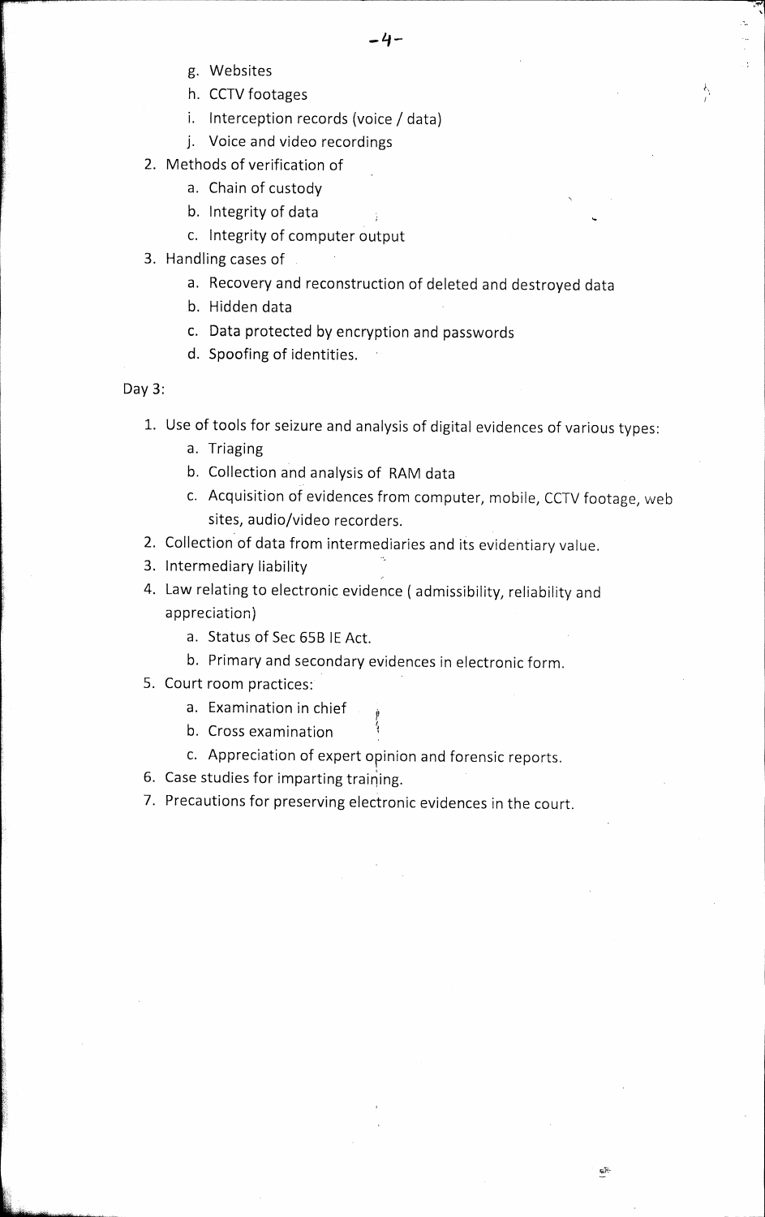g. Websites
h. CCTV footages
i. Interception records (voice / data)
j. Voice and video recordings

2. Methods of verification of
   a. Chain of custody
   b. Integrity of data
   c. Integrity of computer output
3. Handling cases of
   a. Recovery and reconstruction of deleted and destroyed data
   b. Hidden data
   c. Data protected by encryption and passwords
   d. Spoofing of identities.

Day 3:

1. Use of tools for seizure and analysis of digital evidences of various types:
   a. Triaging
   b. Collection and analysis of RAM data
   c. Acquisition of evidences from computer, mobile, CCTV footage, web sites, audio/video recorders.
2. Collection of data from intermediaries and its evidentiary value.
3. Intermediary liability
4. Law relating to electronic evidence ( admissibility, reliability and appreciation)
   a. Status of Sec 65B IE Act.
   b. Primary and secondary evidences in electronic form.
5. Court room practices:
   a. Examination in chief
   b. Cross examination
   c. Appreciation of expert opinion and forensic reports.
6. Case studies for imparting training.
7. Precautions for preserving electronic evidences in the court.